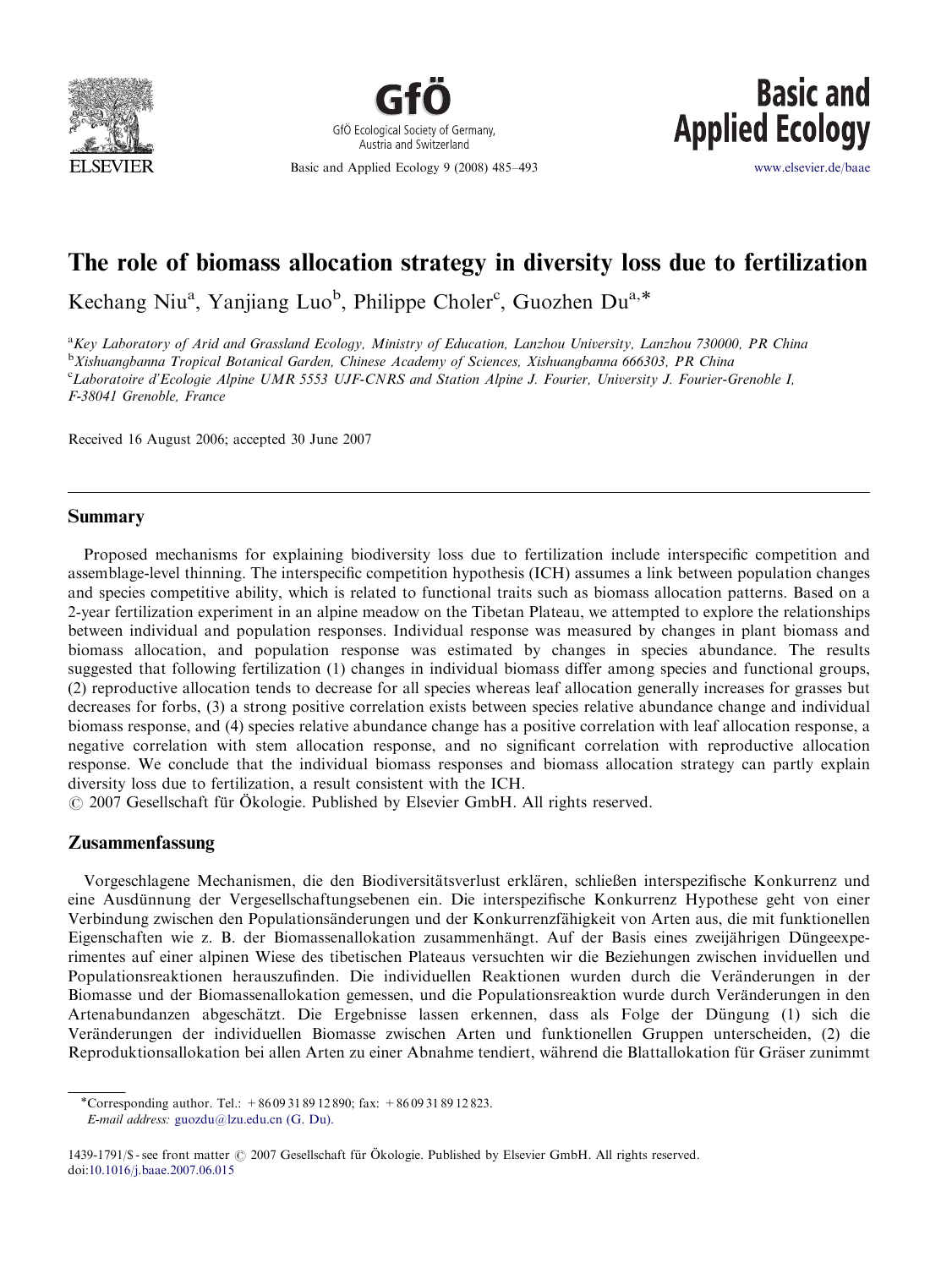# The role of biomass allocation strategy in diversity loss due to fertilization

Kechang Niu[a], Yanjiang Luo[b], Philippe Choler[c], Guozhen Du[a,*]

[a]Key Laboratory of Arid and Grassland Ecology, Ministry of Education, Lanzhou University, Lanzhou 730000, PR China
[b]Xishuangbanna Tropical Botanical Garden, Chinese Academy of Sciences, Xishuangbanna 666303, PR China
[c]Laboratoire d'Ecologie Alpine UMR 5553 UJF-CNRS and Station Alpine J. Fourier, University J. Fourier-Grenoble I, F-38041 Grenoble, France

Received 16 August 2006; accepted 30 June 2007

## Summary

Proposed mechanisms for explaining biodiversity loss due to fertilization include interspecific competition and assemblage-level thinning. The interspecific competition hypothesis (ICH) assumes a link between population changes and species competitive ability, which is related to functional traits such as biomass allocation patterns. Based on a 2-year fertilization experiment in an alpine meadow on the Tibetan Plateau, we attempted to explore the relationships between individual and population responses. Individual response was measured by changes in plant biomass and biomass allocation, and population response was estimated by changes in species abundance. The results suggested that following fertilization (1) changes in individual biomass differ among species and functional groups, (2) reproductive allocation tends to decrease for all species whereas leaf allocation generally increases for grasses but decreases for forbs, (3) a strong positive correlation exists between species relative abundance change and individual biomass response, and (4) species relative abundance change has a positive correlation with leaf allocation response, a negative correlation with stem allocation response, and no significant correlation with reproductive allocation response. We conclude that the individual biomass responses and biomass allocation strategy can partly explain diversity loss due to fertilization, a result consistent with the ICH.
© 2007 Gesellschaft für Ökologie. Published by Elsevier GmbH. All rights reserved.

## Zusammenfassung

Vorgeschlagene Mechanismen, die den Biodiversitätsverlust erklären, schließen interspezifische Konkurrenz und eine Ausdünnung der Vergesellschaftungsebenen ein. Die interspezifische Konkurrenz Hypothese geht von einer Verbindung zwischen den Populationsänderungen und der Konkurrenzfähigkeit von Arten aus, die mit funktionellen Eigenschaften wie z. B. der Biomassenallokation zusammenhängt. Auf der Basis eines zweijährigen Düngeexperimentes auf einer alpinen Wiese des tibetischen Plateaus versuchten wir die Beziehungen zwischen inviduellen und Populationsreaktionen herauszufinden. Die individuellen Reaktionen wurden durch die Veränderungen in der Biomasse und der Biomassenallokation gemessen, und die Populationsreaktion wurde durch Veränderungen in den Artenabundanzen abgeschätzt. Die Ergebnisse lassen erkennen, dass als Folge der Düngung (1) sich die Veränderungen der individuellen Biomasse zwischen Arten und funktionellen Gruppen unterscheiden, (2) die Reproduktionsallokation bei allen Arten zu einer Abnahme tendiert, während die Blattallokation für Gräser zunimmt

*Corresponding author. Tel.: +86 09 31 89 12 890; fax: +86 09 31 89 12 823.
E-mail address: guozdu@lzu.edu.cn (G. Du).

1439-1791/$ - see front matter © 2007 Gesellschaft für Ökologie. Published by Elsevier GmbH. All rights reserved.
doi:10.1016/j.baae.2007.06.015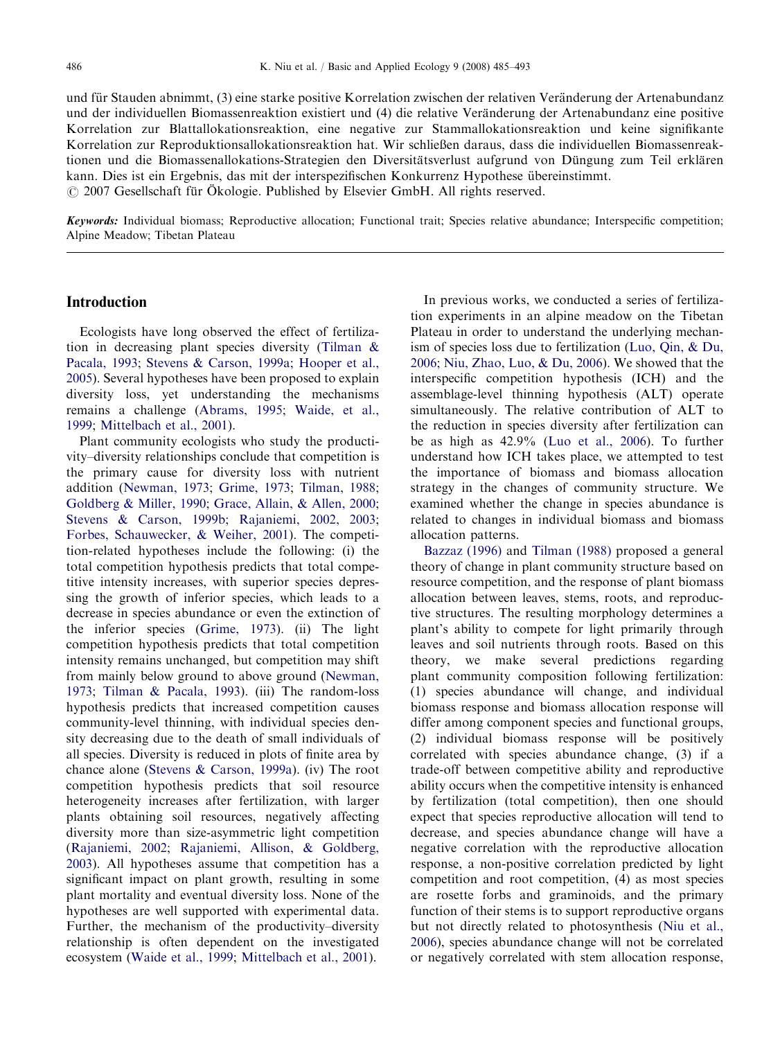und für Stauden abnimmt, (3) eine starke positive Korrelation zwischen der relativen Veränderung der Artenabundanz und der individuellen Biomassenreaktion existiert und (4) die relative Veränderung der Artenabundanz eine positive Korrelation zur Blattallokationsreaktion, eine negative zur Stammallokationsreaktion und keine signifikante Korrelation zur Reproduktionsallokationsreaktion hat. Wir schließen daraus, dass die individuellen Biomassenreaktionen und die Biomassenallokations-Strategien den Diversitätsverlust aufgrund von Düngung zum Teil erklären kann. Dies ist ein Ergebnis, das mit der interspezifischen Konkurrenz Hypothese übereinstimmt.
© 2007 Gesellschaft für Ökologie. Published by Elsevier GmbH. All rights reserved.

***Keywords:*** Individual biomass; Reproductive allocation; Functional trait; Species relative abundance; Interspecific competition; Alpine Meadow; Tibetan Plateau

## Introduction

Ecologists have long observed the effect of fertilization in decreasing plant species diversity (Tilman & Pacala, 1993; Stevens & Carson, 1999a; Hooper et al., 2005). Several hypotheses have been proposed to explain diversity loss, yet understanding the mechanisms remains a challenge (Abrams, 1995; Waide, et al., 1999; Mittelbach et al., 2001).

Plant community ecologists who study the productivity–diversity relationships conclude that competition is the primary cause for diversity loss with nutrient addition (Newman, 1973; Grime, 1973; Tilman, 1988; Goldberg & Miller, 1990; Grace, Allain, & Allen, 2000; Stevens & Carson, 1999b; Rajaniemi, 2002, 2003; Forbes, Schauwecker, & Weiher, 2001). The competition-related hypotheses include the following: (i) the total competition hypothesis predicts that total competitive intensity increases, with superior species depressing the growth of inferior species, which leads to a decrease in species abundance or even the extinction of the inferior species (Grime, 1973). (ii) The light competition hypothesis predicts that total competition intensity remains unchanged, but competition may shift from mainly below ground to above ground (Newman, 1973; Tilman & Pacala, 1993). (iii) The random-loss hypothesis predicts that increased competition causes community-level thinning, with individual species density decreasing due to the death of small individuals of all species. Diversity is reduced in plots of finite area by chance alone (Stevens & Carson, 1999a). (iv) The root competition hypothesis predicts that soil resource heterogeneity increases after fertilization, with larger plants obtaining soil resources, negatively affecting diversity more than size-asymmetric light competition (Rajaniemi, 2002; Rajaniemi, Allison, & Goldberg, 2003). All hypotheses assume that competition has a significant impact on plant growth, resulting in some plant mortality and eventual diversity loss. None of the hypotheses are well supported with experimental data. Further, the mechanism of the productivity–diversity relationship is often dependent on the investigated ecosystem (Waide et al., 1999; Mittelbach et al., 2001).

In previous works, we conducted a series of fertilization experiments in an alpine meadow on the Tibetan Plateau in order to understand the underlying mechanism of species loss due to fertilization (Luo, Qin, & Du, 2006; Niu, Zhao, Luo, & Du, 2006). We showed that the interspecific competition hypothesis (ICH) and the assemblage-level thinning hypothesis (ALT) operate simultaneously. The relative contribution of ALT to the reduction in species diversity after fertilization can be as high as 42.9% (Luo et al., 2006). To further understand how ICH takes place, we attempted to test the importance of biomass and biomass allocation strategy in the changes of community structure. We examined whether the change in species abundance is related to changes in individual biomass and biomass allocation patterns.

Bazzaz (1996) and Tilman (1988) proposed a general theory of change in plant community structure based on resource competition, and the response of plant biomass allocation between leaves, stems, roots, and reproductive structures. The resulting morphology determines a plant's ability to compete for light primarily through leaves and soil nutrients through roots. Based on this theory, we make several predictions regarding plant community composition following fertilization: (1) species abundance will change, and individual biomass response and biomass allocation response will differ among component species and functional groups, (2) individual biomass response will be positively correlated with species abundance change, (3) if a trade-off between competitive ability and reproductive ability occurs when the competitive intensity is enhanced by fertilization (total competition), then one should expect that species reproductive allocation will tend to decrease, and species abundance change will have a negative correlation with the reproductive allocation response, a non-positive correlation predicted by light competition and root competition, (4) as most species are rosette forbs and graminoids, and the primary function of their stems is to support reproductive organs but not directly related to photosynthesis (Niu et al., 2006), species abundance change will not be correlated or negatively correlated with stem allocation response,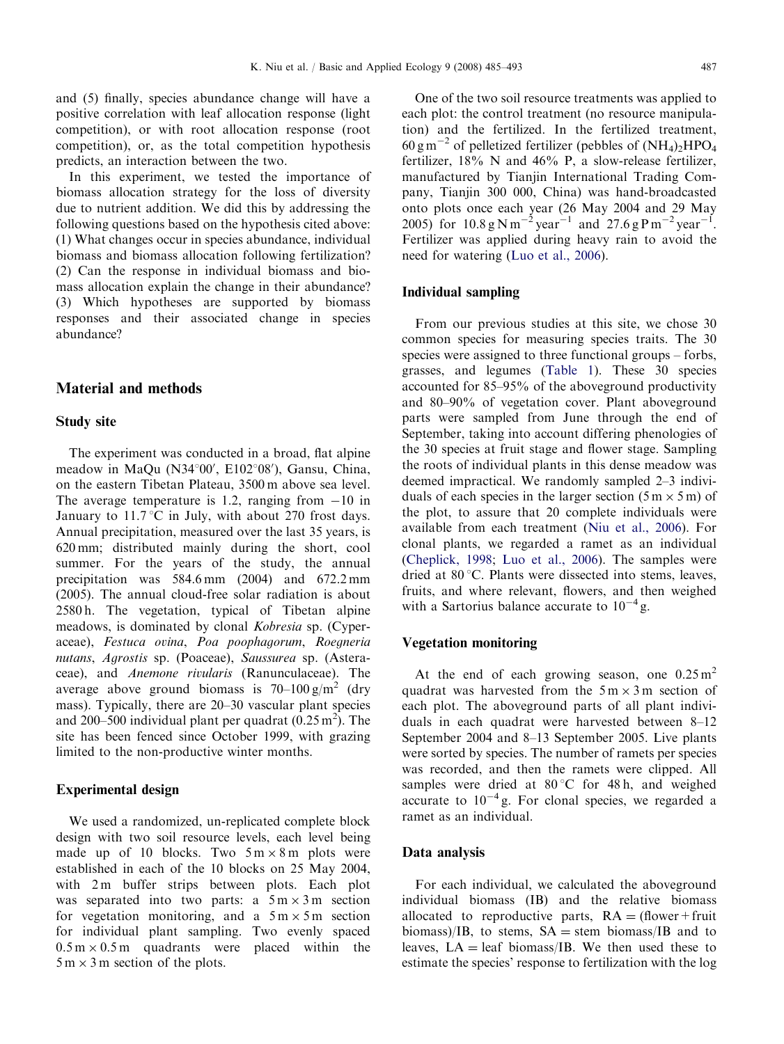and (5) finally, species abundance change will have a positive correlation with leaf allocation response (light competition), or with root allocation response (root competition), or, as the total competition hypothesis predicts, an interaction between the two.

In this experiment, we tested the importance of biomass allocation strategy for the loss of diversity due to nutrient addition. We did this by addressing the following questions based on the hypothesis cited above: (1) What changes occur in species abundance, individual biomass and biomass allocation following fertilization? (2) Can the response in individual biomass and biomass allocation explain the change in their abundance? (3) Which hypotheses are supported by biomass responses and their associated change in species abundance?

## Material and methods

### Study site

The experiment was conducted in a broad, flat alpine meadow in MaQu (N34°00′, E102°08′), Gansu, China, on the eastern Tibetan Plateau, 3500 m above sea level. The average temperature is 1.2, ranging from −10 in January to 11.7 °C in July, with about 270 frost days. Annual precipitation, measured over the last 35 years, is 620 mm; distributed mainly during the short, cool summer. For the years of the study, the annual precipitation was 584.6 mm (2004) and 672.2 mm (2005). The annual cloud-free solar radiation is about 2580 h. The vegetation, typical of Tibetan alpine meadows, is dominated by clonal *Kobresia* sp. (Cyperaceae), *Festuca ovina*, *Poa poophagorum*, *Roegneria nutans*, *Agrostis* sp. (Poaceae), *Saussurea* sp. (Asteraceae), and *Anemone rivularis* (Ranunculaceae). The average above ground biomass is 70–100 g/m$^2$ (dry mass). Typically, there are 20–30 vascular plant species and 200–500 individual plant per quadrat (0.25 m$^2$). The site has been fenced since October 1999, with grazing limited to the non-productive winter months.

### Experimental design

We used a randomized, un-replicated complete block design with two soil resource levels, each level being made up of 10 blocks. Two 5 m × 8 m plots were established in each of the 10 blocks on 25 May 2004, with 2 m buffer strips between plots. Each plot was separated into two parts: a 5 m × 3 m section for vegetation monitoring, and a 5 m × 5 m section for individual plant sampling. Two evenly spaced 0.5 m × 0.5 m quadrants were placed within the 5 m × 3 m section of the plots.

One of the two soil resource treatments was applied to each plot: the control treatment (no resource manipulation) and the fertilized. In the fertilized treatment, 60 g m$^{-2}$ of pelletized fertilizer (pebbles of $(NH_4)_2HPO_4$ fertilizer, 18% N and 46% P, a slow-release fertilizer, manufactured by Tianjin International Trading Company, Tianjin 300 000, China) was hand-broadcasted onto plots once each year (26 May 2004 and 29 May 2005) for 10.8 g N m$^{-2}$ year$^{-1}$ and 27.6 g P m$^{-2}$ year$^{-1}$. Fertilizer was applied during heavy rain to avoid the need for watering (Luo et al., 2006).

### Individual sampling

From our previous studies at this site, we chose 30 common species for measuring species traits. The 30 species were assigned to three functional groups – forbs, grasses, and legumes (Table 1). These 30 species accounted for 85–95% of the aboveground productivity and 80–90% of vegetation cover. Plant aboveground parts were sampled from June through the end of September, taking into account differing phenologies of the 30 species at fruit stage and flower stage. Sampling the roots of individual plants in this dense meadow was deemed impractical. We randomly sampled 2–3 individuals of each species in the larger section (5 m × 5 m) of the plot, to assure that 20 complete individuals were available from each treatment (Niu et al., 2006). For clonal plants, we regarded a ramet as an individual (Cheplick, 1998; Luo et al., 2006). The samples were dried at 80 °C. Plants were dissected into stems, leaves, fruits, and where relevant, flowers, and then weighed with a Sartorius balance accurate to $10^{-4}$ g.

### Vegetation monitoring

At the end of each growing season, one 0.25 m$^2$ quadrat was harvested from the 5 m × 3 m section of each plot. The aboveground parts of all plant individuals in each quadrat were harvested between 8–12 September 2004 and 8–13 September 2005. Live plants were sorted by species. The number of ramets per species was recorded, and then the ramets were clipped. All samples were dried at 80 °C for 48 h, and weighed accurate to $10^{-4}$ g. For clonal species, we regarded a ramet as an individual.

### Data analysis

For each individual, we calculated the aboveground individual biomass (IB) and the relative biomass allocated to reproductive parts, RA = (flower + fruit biomass)/IB, to stems, SA = stem biomass/IB and to leaves, LA = leaf biomass/IB. We then used these to estimate the species' response to fertilization with the log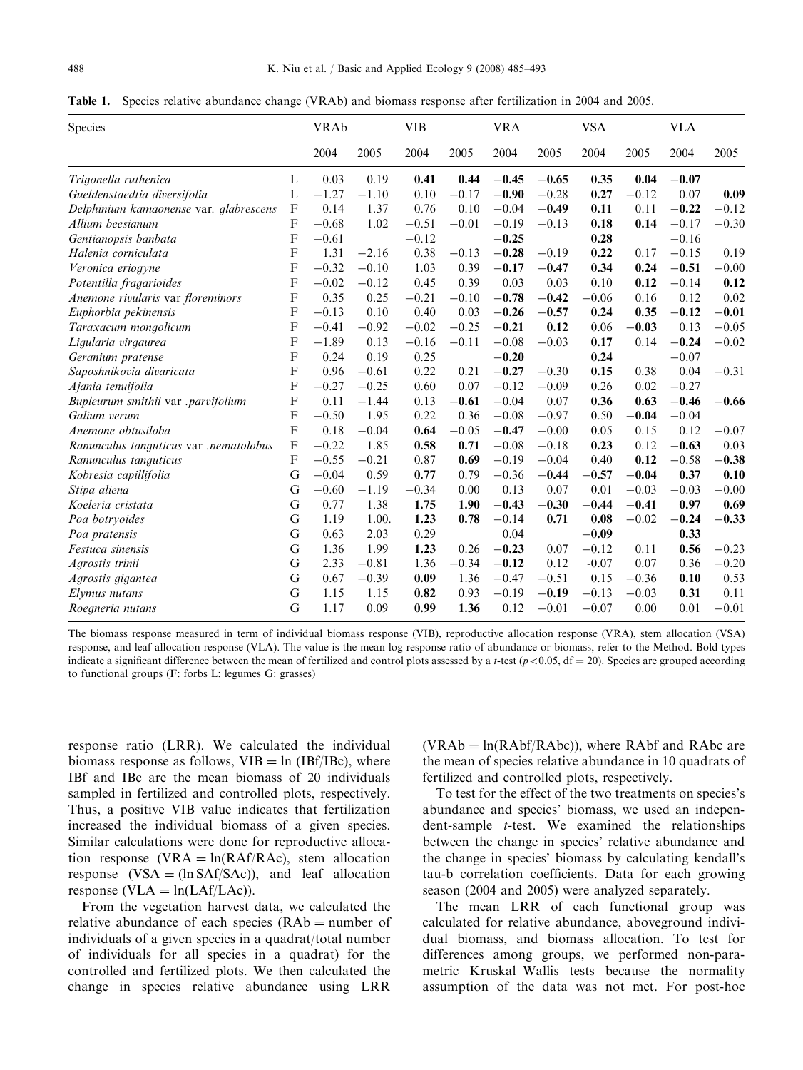**Table 1.** Species relative abundance change (VRAb) and biomass response after fertilization in 2004 and 2005.

| Species | | VRAb | | VIB | | VRA | | VSA | | VLA | |
|---|---|---|---|---|---|---|---|---|---|---|---|
| | | 2004 | 2005 | 2004 | 2005 | 2004 | 2005 | 2004 | 2005 | 2004 | 2005 |
| *Trigonella ruthenica* | L | 0.03 | 0.19 | **0.41** | **0.44** | **−0.45** | **−0.65** | **0.35** | **0.04** | **−0.07** | |
| *Gueldenstaedtia diversifolia* | L | −1.27 | −1.10 | 0.10 | −0.17 | **−0.90** | −0.28 | **0.27** | −0.12 | 0.07 | **0.09** |
| *Delphinium kamaonense* var. *glabrescens* | F | 0.14 | 1.37 | 0.76 | 0.10 | −0.04 | **−0.49** | **0.11** | 0.11 | **−0.22** | −0.12 |
| *Allium beesianum* | F | −0.68 | 1.02 | −0.51 | −0.01 | −0.19 | −0.13 | **0.18** | **0.14** | −0.17 | −0.30 |
| *Gentianopsis banbata* | F | −0.61 | | −0.12 | | **−0.25** | | **0.28** | | −0.16 | |
| *Halenia corniculata* | F | 1.31 | −2.16 | 0.38 | −0.13 | **−0.28** | −0.19 | **0.22** | 0.17 | −0.15 | 0.19 |
| *Veronica eriogyne* | F | −0.32 | −0.10 | 1.03 | 0.39 | **−0.17** | **−0.47** | **0.34** | **0.24** | **−0.51** | −0.00 |
| *Potentilla fragarioides* | F | −0.02 | −0.12 | 0.45 | 0.39 | 0.03 | 0.03 | 0.10 | **0.12** | −0.14 | **0.12** |
| *Anemone rivularis* var *floreminors* | F | 0.35 | 0.25 | −0.21 | −0.10 | **−0.78** | **−0.42** | −0.06 | 0.16 | 0.12 | 0.02 |
| *Euphorbia pekinensis* | F | −0.13 | 0.10 | 0.40 | 0.03 | **−0.26** | **−0.57** | **0.24** | **0.35** | **−0.12** | **−0.01** |
| *Taraxacum mongolicum* | F | −0.41 | −0.92 | −0.02 | −0.25 | **−0.21** | **0.12** | 0.06 | **−0.03** | 0.13 | −0.05 |
| *Ligularia virgaurea* | F | −1.89 | 0.13 | −0.16 | −0.11 | −0.08 | −0.03 | **0.17** | 0.14 | **−0.24** | −0.02 |
| *Geranium pratense* | F | 0.24 | 0.19 | 0.25 | | **−0.20** | | **0.24** | | −0.07 | |
| *Saposhnikovia divaricata* | F | 0.96 | −0.61 | 0.22 | 0.21 | **−0.27** | −0.30 | **0.15** | 0.38 | 0.04 | −0.31 |
| *Ajania tenuifolia* | F | −0.27 | −0.25 | 0.60 | 0.07 | −0.12 | −0.09 | 0.26 | 0.02 | −0.27 | |
| *Bupleurum smithii* var *.parvifolium* | F | 0.11 | −1.44 | 0.13 | **−0.61** | −0.04 | 0.07 | **0.36** | **0.63** | **−0.46** | **−0.66** |
| *Galium verum* | F | −0.50 | 1.95 | 0.22 | 0.36 | −0.08 | −0.97 | 0.50 | **−0.04** | −0.04 | |
| *Anemone obtusiloba* | F | 0.18 | −0.04 | **0.64** | −0.05 | **−0.47** | −0.00 | 0.05 | 0.15 | 0.12 | −0.07 |
| *Ranunculus tanguticus* var *.nematolobus* | F | −0.22 | 1.85 | **0.58** | **0.71** | −0.08 | −0.18 | **0.23** | 0.12 | **−0.63** | 0.03 |
| *Ranunculus tanguticus* | F | −0.55 | −0.21 | 0.87 | **0.69** | −0.19 | −0.04 | 0.40 | **0.12** | −0.58 | **−0.38** |
| *Kobresia capillifolia* | G | −0.04 | 0.59 | **0.77** | 0.79 | −0.36 | **−0.44** | **−0.57** | **−0.04** | **0.37** | **0.10** |
| *Stipa aliena* | G | −0.60 | −1.19 | −0.34 | 0.00 | 0.13 | 0.07 | 0.01 | −0.03 | −0.03 | −0.00 |
| *Koeleria cristata* | G | 0.77 | 1.38 | **1.75** | **1.90** | **−0.43** | **−0.30** | **−0.44** | **−0.41** | **0.97** | **0.69** |
| *Poa botryoides* | G | 1.19 | 1.00. | **1.23** | **0.78** | −0.14 | **0.71** | **0.08** | −0.02 | **−0.24** | **−0.33** |
| *Poa pratensis* | G | 0.63 | 2.03 | 0.29 | | 0.04 | | **−0.09** | | **0.33** | |
| *Festuca sinensis* | G | 1.36 | 1.99 | **1.23** | 0.26 | **−0.23** | 0.07 | −0.12 | 0.11 | **0.56** | −0.23 |
| *Agrostis trinii* | G | 2.33 | −0.81 | 1.36 | −0.34 | **−0.12** | 0.12 | -0.07 | 0.07 | 0.36 | −0.20 |
| *Agrostis gigantea* | G | 0.67 | −0.39 | **0.09** | 1.36 | −0.47 | −0.51 | 0.15 | −0.36 | **0.10** | 0.53 |
| *Elymus nutans* | G | 1.15 | 1.15 | **0.82** | 0.93 | −0.19 | **−0.19** | −0.13 | −0.03 | **0.31** | 0.11 |
| *Roegneria nutans* | G | 1.17 | 0.09 | **0.99** | **1.36** | 0.12 | −0.01 | −0.07 | 0.00 | 0.01 | −0.01 |

The biomass response measured in term of individual biomass response (VIB), reproductive allocation response (VRA), stem allocation (VSA) response, and leaf allocation response (VLA). The value is the mean log response ratio of abundance or biomass, refer to the Method. Bold types indicate a significant difference between the mean of fertilized and control plots assessed by a $t$-test ($p<0.05$, df = 20). Species are grouped according to functional groups (F: forbs L: legumes G: grasses)

response ratio (LRR). We calculated the individual biomass response as follows, VIB = ln (IBf/IBc), where IBf and IBc are the mean biomass of 20 individuals sampled in fertilized and controlled plots, respectively. Thus, a positive VIB value indicates that fertilization increased the individual biomass of a given species. Similar calculations were done for reproductive allocation response (VRA = ln(RAf/RAc), stem allocation response (VSA = (ln SAf/SAc)), and leaf allocation response (VLA = ln(LAf/LAc)).

From the vegetation harvest data, we calculated the relative abundance of each species (RAb = number of individuals of a given species in a quadrat/total number of individuals for all species in a quadrat) for the controlled and fertilized plots. We then calculated the change in species relative abundance using LRR (VRAb = ln(RAbf/RAbc)), where RAbf and RAbc are the mean of species relative abundance in 10 quadrats of fertilized and controlled plots, respectively.

To test for the effect of the two treatments on species's abundance and species' biomass, we used an independent-sample $t$-test. We examined the relationships between the change in species' relative abundance and the change in species' biomass by calculating kendall's tau-b correlation coefficients. Data for each growing season (2004 and 2005) were analyzed separately.

The mean LRR of each functional group was calculated for relative abundance, aboveground individual biomass, and biomass allocation. To test for differences among groups, we performed non-parametric Kruskal–Wallis tests because the normality assumption of the data was not met. For post-hoc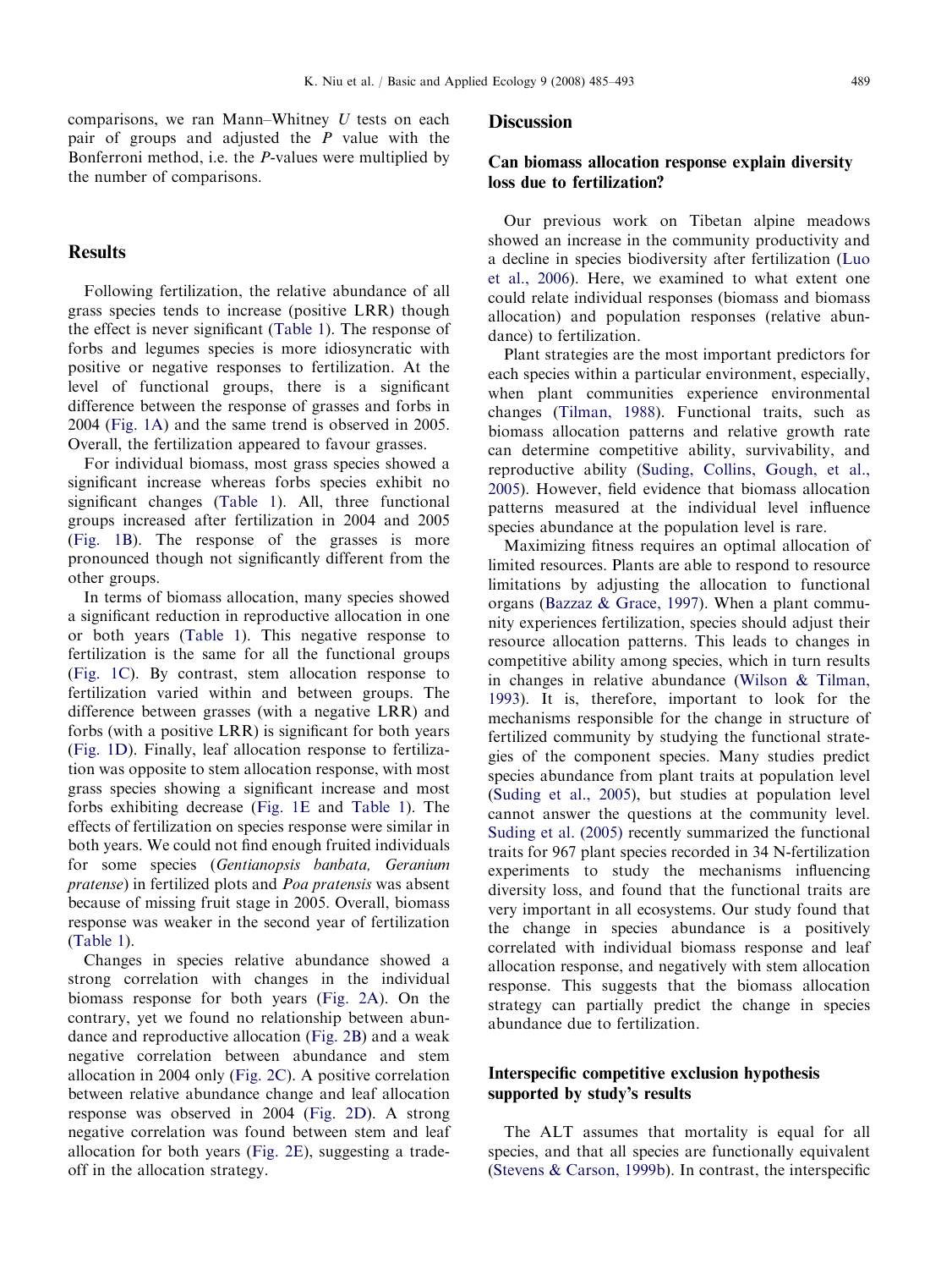comparisons, we ran Mann–Whitney $U$ tests on each pair of groups and adjusted the $P$ value with the Bonferroni method, i.e. the $P$-values were multiplied by the number of comparisons.

## Results

Following fertilization, the relative abundance of all grass species tends to increase (positive LRR) though the effect is never significant (Table 1). The response of forbs and legumes species is more idiosyncratic with positive or negative responses to fertilization. At the level of functional groups, there is a significant difference between the response of grasses and forbs in 2004 (Fig. 1A) and the same trend is observed in 2005. Overall, the fertilization appeared to favour grasses.

For individual biomass, most grass species showed a significant increase whereas forbs species exhibit no significant changes (Table 1). All, three functional groups increased after fertilization in 2004 and 2005 (Fig. 1B). The response of the grasses is more pronounced though not significantly different from the other groups.

In terms of biomass allocation, many species showed a significant reduction in reproductive allocation in one or both years (Table 1). This negative response to fertilization is the same for all the functional groups (Fig. 1C). By contrast, stem allocation response to fertilization varied within and between groups. The difference between grasses (with a negative LRR) and forbs (with a positive LRR) is significant for both years (Fig. 1D). Finally, leaf allocation response to fertilization was opposite to stem allocation response, with most grass species showing a significant increase and most forbs exhibiting decrease (Fig. 1E and Table 1). The effects of fertilization on species response were similar in both years. We could not find enough fruited individuals for some species (*Gentianopsis banbata, Geranium pratense*) in fertilized plots and *Poa pratensis* was absent because of missing fruit stage in 2005. Overall, biomass response was weaker in the second year of fertilization (Table 1).

Changes in species relative abundance showed a strong correlation with changes in the individual biomass response for both years (Fig. 2A). On the contrary, yet we found no relationship between abundance and reproductive allocation (Fig. 2B) and a weak negative correlation between abundance and stem allocation in 2004 only (Fig. 2C). A positive correlation between relative abundance change and leaf allocation response was observed in 2004 (Fig. 2D). A strong negative correlation was found between stem and leaf allocation for both years (Fig. 2E), suggesting a trade-off in the allocation strategy.

## Discussion

### Can biomass allocation response explain diversity loss due to fertilization?

Our previous work on Tibetan alpine meadows showed an increase in the community productivity and a decline in species biodiversity after fertilization (Luo et al., 2006). Here, we examined to what extent one could relate individual responses (biomass and biomass allocation) and population responses (relative abundance) to fertilization.

Plant strategies are the most important predictors for each species within a particular environment, especially, when plant communities experience environmental changes (Tilman, 1988). Functional traits, such as biomass allocation patterns and relative growth rate can determine competitive ability, survivability, and reproductive ability (Suding, Collins, Gough, et al., 2005). However, field evidence that biomass allocation patterns measured at the individual level influence species abundance at the population level is rare.

Maximizing fitness requires an optimal allocation of limited resources. Plants are able to respond to resource limitations by adjusting the allocation to functional organs (Bazzaz & Grace, 1997). When a plant community experiences fertilization, species should adjust their resource allocation patterns. This leads to changes in competitive ability among species, which in turn results in changes in relative abundance (Wilson & Tilman, 1993). It is, therefore, important to look for the mechanisms responsible for the change in structure of fertilized community by studying the functional strategies of the component species. Many studies predict species abundance from plant traits at population level (Suding et al., 2005), but studies at population level cannot answer the questions at the community level. Suding et al. (2005) recently summarized the functional traits for 967 plant species recorded in 34 N-fertilization experiments to study the mechanisms influencing diversity loss, and found that the functional traits are very important in all ecosystems. Our study found that the change in species abundance is a positively correlated with individual biomass response and leaf allocation response, and negatively with stem allocation response. This suggests that the biomass allocation strategy can partially predict the change in species abundance due to fertilization.

### Interspecific competitive exclusion hypothesis supported by study's results

The ALT assumes that mortality is equal for all species, and that all species are functionally equivalent (Stevens & Carson, 1999b). In contrast, the interspecific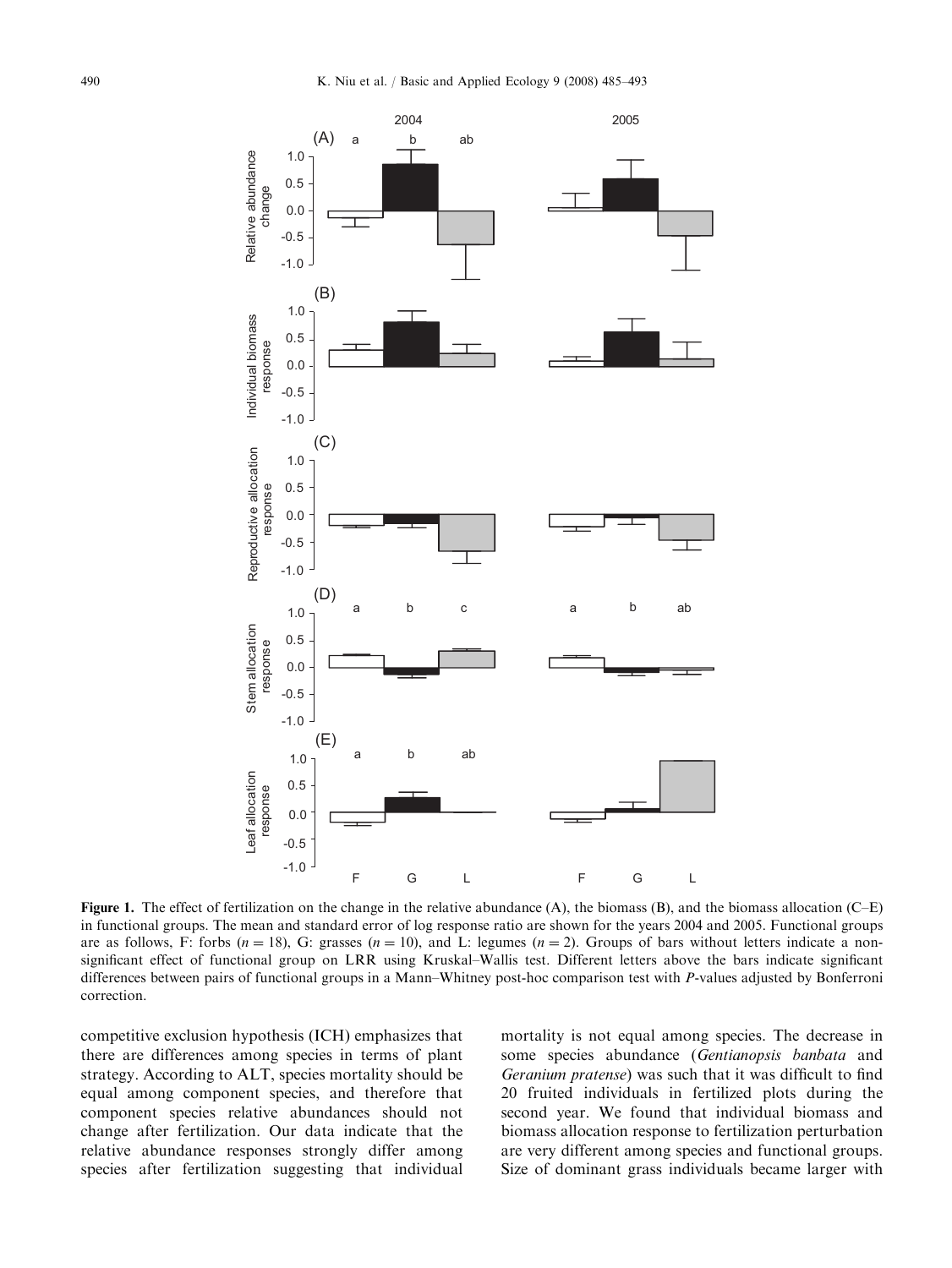**Figure 1.** The effect of fertilization on the change in the relative abundance (A), the biomass (B), and the biomass allocation (C–E) in functional groups. The mean and standard error of log response ratio are shown for the years 2004 and 2005. Functional groups are as follows, F: forbs ($n = 18$), G: grasses ($n = 10$), and L: legumes ($n = 2$). Groups of bars without letters indicate a non-significant effect of functional group on LRR using Kruskal–Wallis test. Different letters above the bars indicate significant differences between pairs of functional groups in a Mann–Whitney post-hoc comparison test with *P*-values adjusted by Bonferroni correction.

competitive exclusion hypothesis (ICH) emphasizes that there are differences among species in terms of plant strategy. According to ALT, species mortality should be equal among component species, and therefore that component species relative abundances should not change after fertilization. Our data indicate that the relative abundance responses strongly differ among species after fertilization suggesting that individual mortality is not equal among species. The decrease in some species abundance (*Gentianopsis banbata* and *Geranium pratense*) was such that it was difficult to find 20 fruited individuals in fertilized plots during the second year. We found that individual biomass and biomass allocation response to fertilization perturbation are very different among species and functional groups. Size of dominant grass individuals became larger with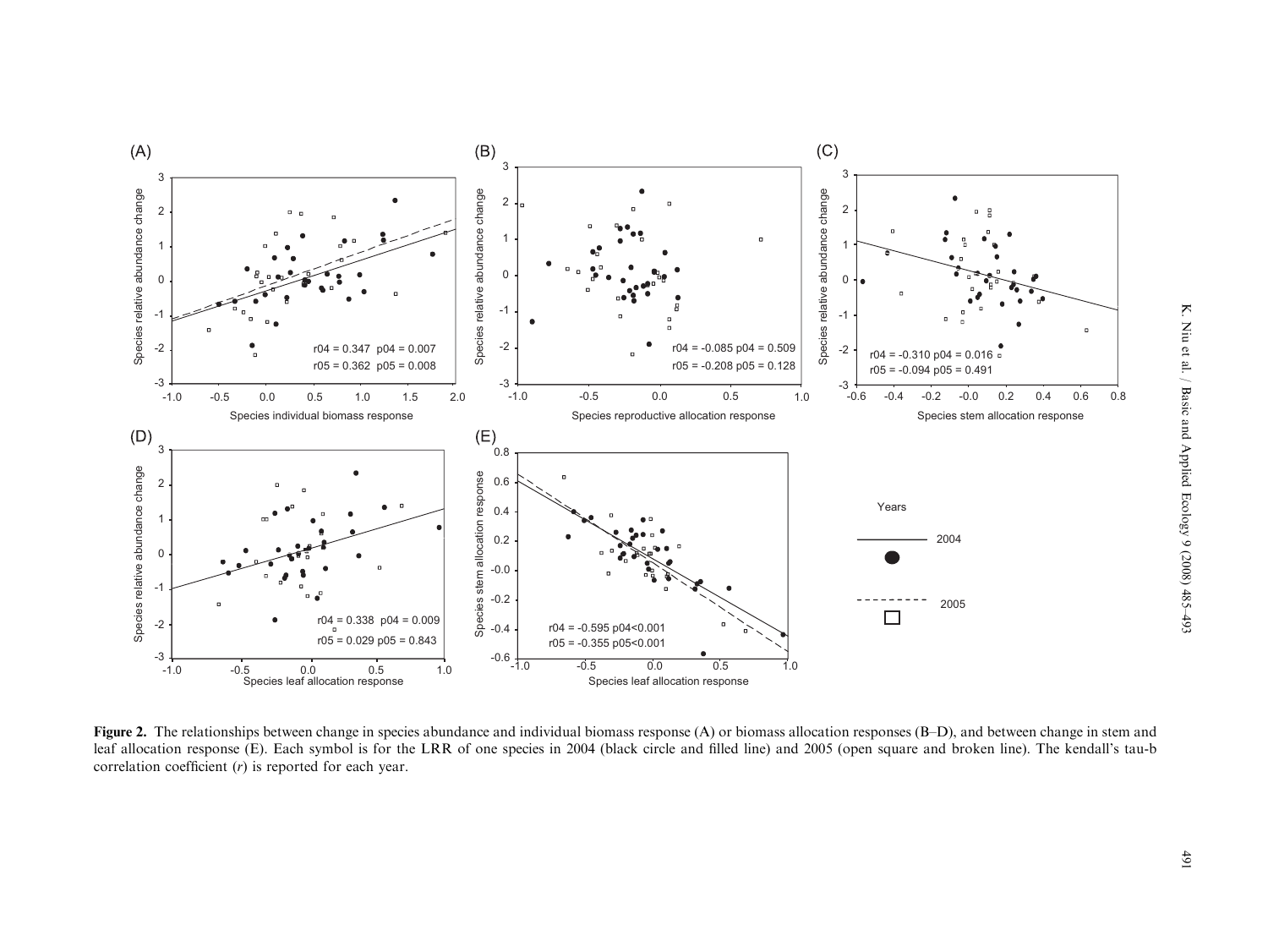**Figure 2.** The relationships between change in species abundance and individual biomass response (A) or biomass allocation responses (B–D), and between change in stem and leaf allocation response (E). Each symbol is for the LRR of one species in 2004 (black circle and filled line) and 2005 (open square and broken line). The kendall's tau-b correlation coefficient ($r$) is reported for each year.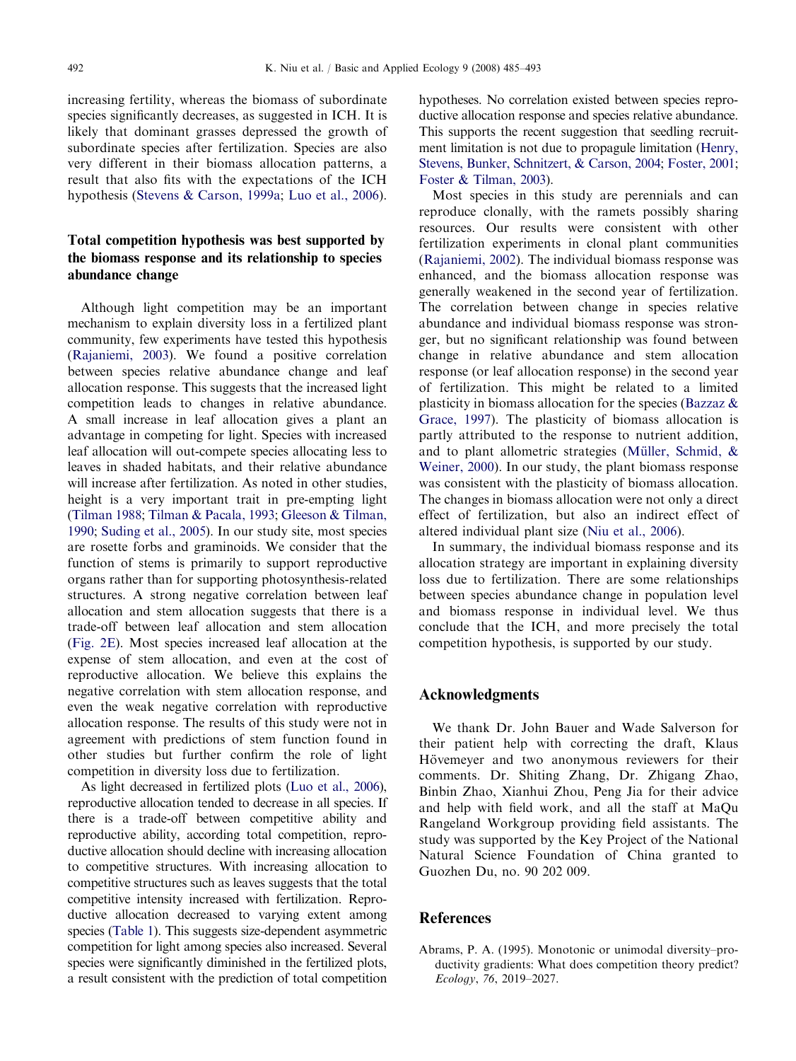increasing fertility, whereas the biomass of subordinate species significantly decreases, as suggested in ICH. It is likely that dominant grasses depressed the growth of subordinate species after fertilization. Species are also very different in their biomass allocation patterns, a result that also fits with the expectations of the ICH hypothesis (Stevens & Carson, 1999a; Luo et al., 2006).

## Total competition hypothesis was best supported by the biomass response and its relationship to species abundance change

Although light competition may be an important mechanism to explain diversity loss in a fertilized plant community, few experiments have tested this hypothesis (Rajaniemi, 2003). We found a positive correlation between species relative abundance change and leaf allocation response. This suggests that the increased light competition leads to changes in relative abundance. A small increase in leaf allocation gives a plant an advantage in competing for light. Species with increased leaf allocation will out-compete species allocating less to leaves in shaded habitats, and their relative abundance will increase after fertilization. As noted in other studies, height is a very important trait in pre-empting light (Tilman 1988; Tilman & Pacala, 1993; Gleeson & Tilman, 1990; Suding et al., 2005). In our study site, most species are rosette forbs and graminoids. We consider that the function of stems is primarily to support reproductive organs rather than for supporting photosynthesis-related structures. A strong negative correlation between leaf allocation and stem allocation suggests that there is a trade-off between leaf allocation and stem allocation (Fig. 2E). Most species increased leaf allocation at the expense of stem allocation, and even at the cost of reproductive allocation. We believe this explains the negative correlation with stem allocation response, and even the weak negative correlation with reproductive allocation response. The results of this study were not in agreement with predictions of stem function found in other studies but further confirm the role of light competition in diversity loss due to fertilization.

As light decreased in fertilized plots (Luo et al., 2006), reproductive allocation tended to decrease in all species. If there is a trade-off between competitive ability and reproductive ability, according total competition, reproductive allocation should decline with increasing allocation to competitive structures. With increasing allocation to competitive structures such as leaves suggests that the total competitive intensity increased with fertilization. Reproductive allocation decreased to varying extent among species (Table 1). This suggests size-dependent asymmetric competition for light among species also increased. Several species were significantly diminished in the fertilized plots, a result consistent with the prediction of total competition hypotheses. No correlation existed between species reproductive allocation response and species relative abundance. This supports the recent suggestion that seedling recruitment limitation is not due to propagule limitation (Henry, Stevens, Bunker, Schnitzert, & Carson, 2004; Foster, 2001; Foster & Tilman, 2003).

Most species in this study are perennials and can reproduce clonally, with the ramets possibly sharing resources. Our results were consistent with other fertilization experiments in clonal plant communities (Rajaniemi, 2002). The individual biomass response was enhanced, and the biomass allocation response was generally weakened in the second year of fertilization. The correlation between change in species relative abundance and individual biomass response was stronger, but no significant relationship was found between change in relative abundance and stem allocation response (or leaf allocation response) in the second year of fertilization. This might be related to a limited plasticity in biomass allocation for the species (Bazzaz & Grace, 1997). The plasticity of biomass allocation is partly attributed to the response to nutrient addition, and to plant allometric strategies (Müller, Schmid, & Weiner, 2000). In our study, the plant biomass response was consistent with the plasticity of biomass allocation. The changes in biomass allocation were not only a direct effect of fertilization, but also an indirect effect of altered individual plant size (Niu et al., 2006).

In summary, the individual biomass response and its allocation strategy are important in explaining diversity loss due to fertilization. There are some relationships between species abundance change in population level and biomass response in individual level. We thus conclude that the ICH, and more precisely the total competition hypothesis, is supported by our study.

## Acknowledgments

We thank Dr. John Bauer and Wade Salverson for their patient help with correcting the draft, Klaus Hövemeyer and two anonymous reviewers for their comments. Dr. Shiting Zhang, Dr. Zhigang Zhao, Binbin Zhao, Xianhui Zhou, Peng Jia for their advice and help with field work, and all the staff at MaQu Rangeland Workgroup providing field assistants. The study was supported by the Key Project of the National Natural Science Foundation of China granted to Guozhen Du, no. 90 202 009.

## References

Abrams, P. A. (1995). Monotonic or unimodal diversity–productivity gradients: What does competition theory predict? *Ecology*, *76*, 2019–2027.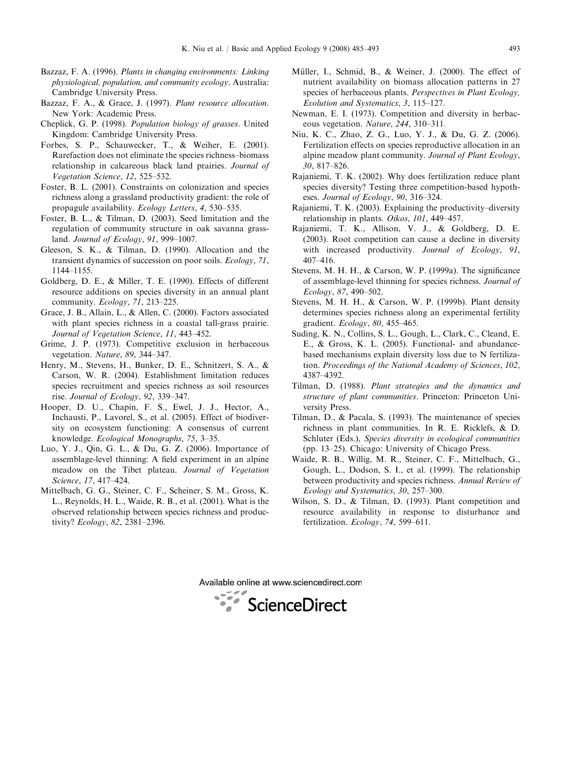Bazzaz, F. A. (1996). *Plants in changing environments: Linking physiological, population, and community ecology*. Australia: Cambridge University Press.

Bazzaz, F. A., & Grace, J. (1997). *Plant resource allocation*. New York: Academic Press.

Cheplick, G. P. (1998). *Population biology of grasses*. United Kingdom: Cambridge University Press.

Forbes, S. P., Schauwecker, T., & Weiher, E. (2001). Rarefaction does not eliminate the species richness–biomass relationship in calcareous black land prairies. *Journal of Vegetation Science*, *12*, 525–532.

Foster, B. L. (2001). Constraints on colonization and species richness along a grassland productivity gradient: the role of propagule availability. *Ecology Letters*, *4*, 530–535.

Foster, B. L., & Tilman, D. (2003). Seed limitation and the regulation of community structure in oak savanna grassland. *Journal of Ecology*, *91*, 999–1007.

Gleeson, S. K., & Tilman, D. (1990). Allocation and the transient dynamics of succession on poor soils. *Ecology*, *71*, 1144–1155.

Goldberg, D. E., & Miller, T. E. (1990). Effects of different resource additions on species diversity in an annual plant community. *Ecology*, *71*, 213–225.

Grace, J. B., Allain, L., & Allen, C. (2000). Factors associated with plant species richness in a coastal tall-grass prairie. *Journal of Vegetation Science*, *11*, 443–452.

Grime, J. P. (1973). Competitive exclusion in herbaceous vegetation. *Nature*, *89*, 344–347.

Henry, M., Stevens, H., Bunker, D. E., Schnitzert, S. A., & Carson, W. R. (2004). Establishment limitation reduces species recruitment and species richness as soil resources rise. *Journal of Ecology*, *92*, 339–347.

Hooper, D. U., Chapin, F. S., Ewel, J. J., Hector, A., Inchausti, P., Lavorel, S., et al. (2005). Effect of biodiversity on ecosystem functioning: A consensus of current knowledge. *Ecological Monographs*, *75*, 3–35.

Luo, Y. J., Qin, G. L., & Du, G. Z. (2006). Importance of assemblage-level thinning: A field experiment in an alpine meadow on the Tibet plateau. *Journal of Vegetation Science*, *17*, 417–424.

Mittelbach, G. G., Steiner, C. F., Scheiner, S. M., Gross, K. L., Reynolds, H. L., Waide, R. B., et al. (2001). What is the observed relationship between species richness and productivity? *Ecology*, *82*, 2381–2396.

Müller, I., Schmid, B., & Weiner, J. (2000). The effect of nutrient availability on biomass allocation patterns in 27 species of herbaceous plants. *Perspectives in Plant Ecology, Evolution and Systematics*, *3*, 115–127.

Newman, E. I. (1973). Competition and diversity in herbaceous vegetation. *Nature*, *244*, 310–311.

Niu, K. C., Zhao, Z. G., Luo, Y. J., & Du, G. Z. (2006). Fertilization effects on species reproductive allocation in an alpine meadow plant community. *Journal of Plant Ecology*, *30*, 817–826.

Rajaniemi, T. K. (2002). Why does fertilization reduce plant species diversity? Testing three competition-based hypotheses. *Journal of Ecology*, *90*, 316–324.

Rajaniemi, T. K. (2003). Explaining the productivity–diversity relationship in plants. *Oikos*, *101*, 449–457.

Rajaniemi, T. K., Allison, V. J., & Goldberg, D. E. (2003). Root competition can cause a decline in diversity with increased productivity. *Journal of Ecology*, *91*, 407–416.

Stevens, M. H. H., & Carson, W. P. (1999a). The significance of assemblage-level thinning for species richness. *Journal of Ecology*, *87*, 490–502.

Stevens, M. H. H., & Carson, W. P. (1999b). Plant density determines species richness along an experimental fertility gradient. *Ecology*, *80*, 455–465.

Suding, K. N., Collins, S. L., Gough, L., Clark, C., Cleand, E. E., & Gross, K. L. (2005). Functional- and abundance-based mechanisms explain diversity loss due to N fertilization. *Proceedings of the National Academy of Sciences*, *102*, 4387–4392.

Tilman, D. (1988). *Plant strategies and the dynamics and structure of plant communities*. Princeton: Princeton University Press.

Tilman, D., & Pacala, S. (1993). The maintenance of species richness in plant communities. In R. E. Ricklefs, & D. Schluter (Eds.), *Species diversity in ecological communities* (pp. 13–25). Chicago: University of Chicago Press.

Waide, R. B., Willig, M. R., Steiner, C. F., Mittelbach, G., Gough, L., Dodson, S. I., et al. (1999). The relationship between productivity and species richness. *Annual Review of Ecology and Systematics*, *30*, 257–300.

Wilson, S. D., & Tilman, D. (1993). Plant competition and resource availability in response to disturbance and fertilization. *Ecology*, *74*, 599–611.